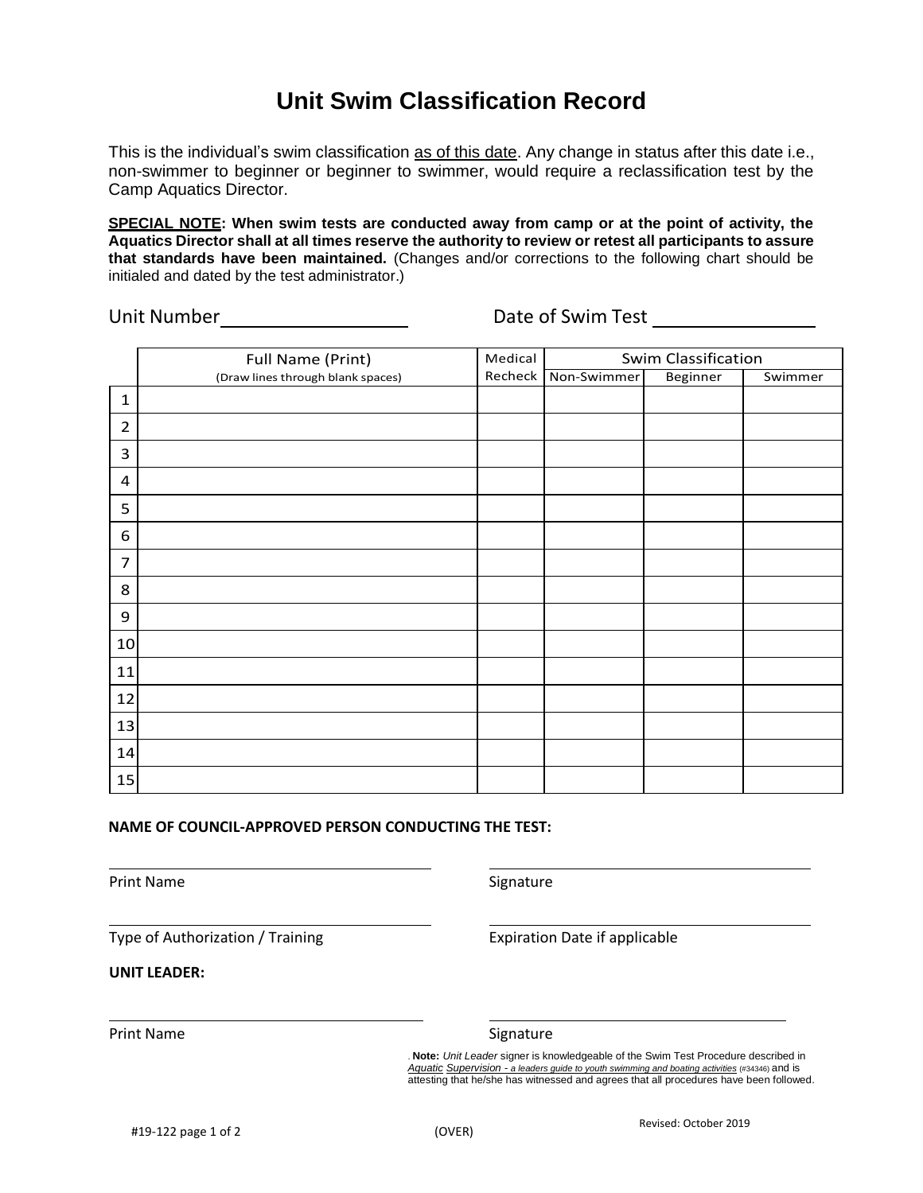# Unit Swim Classification Record

This is the individual's swim classification as of this date. Any change in status after this date i.e., non-swimmer to beginner or beginner to swimmer, would require a reclassification test by the Camp Aquatics Director.

**SPECIAL NOTE: When swim tests are conducted away from camp or at the point of activity, the Aquatics Director shall at all times reserve the authority to review or retest all participants to assure that standards have been maintained.** (Changes and/or corrections to the following chart should be initialed and dated by the test administrator.)

Unit Number ________________ Date of Swim Test ________________

| | Full Name (Print) (Draw lines through blank spaces) | Medical Recheck | Swim Classification | | |
|---|---|---|---|---|---|
| | | | Non-Swimmer | Beginner | Swimmer |
| 1 | | | | | |
| 2 | | | | | |
| 3 | | | | | |
| 4 | | | | | |
| 5 | | | | | |
| 6 | | | | | |
| 7 | | | | | |
| 8 | | | | | |
| 9 | | | | | |
| 10 | | | | | |
| 11 | | | | | |
| 12 | | | | | |
| 13 | | | | | |
| 14 | | | | | |
| 15 | | | | | |

**NAME OF COUNCIL-APPROVED PERSON CONDUCTING THE TEST:**

________________________ ________________________

Print Name Signature

________________________ ________________________

Type of Authorization / Training Expiration Date if applicable

**UNIT LEADER:**

________________________ ________________________

Print Name Signature

. **Note:** *Unit Leader* signer is knowledgeable of the Swim Test Procedure described in *Aquatic Supervision - a leaders guide to youth swimming and boating activities* (#34346) and is attesting that he/she has witnessed and agrees that all procedures have been followed.

#19-122 page 1 of 2 (OVER) Revised: October 2019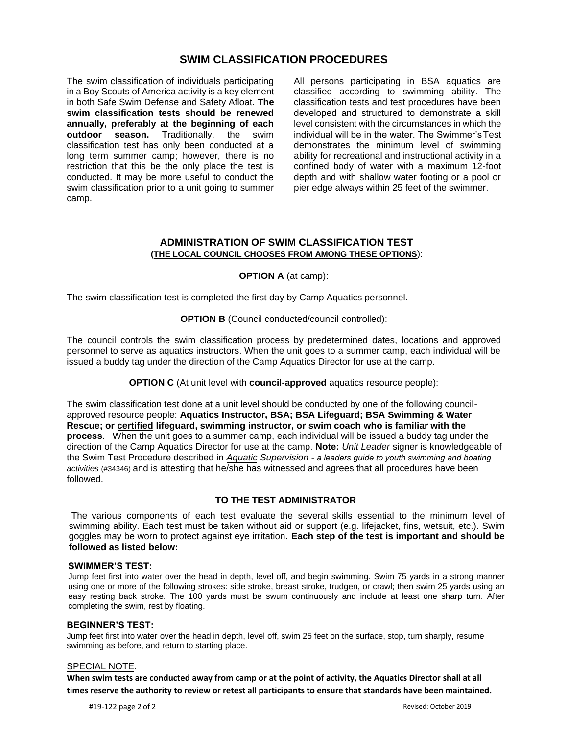# SWIM CLASSIFICATION PROCEDURES

The swim classification of individuals participating in a Boy Scouts of America activity is a key element in both Safe Swim Defense and Safety Afloat. **The swim classification tests should be renewed annually, preferably at the beginning of each outdoor season.** Traditionally, the swim classification test has only been conducted at a long term summer camp; however, there is no restriction that this be the only place the test is conducted. It may be more useful to conduct the swim classification prior to a unit going to summer camp.

All persons participating in BSA aquatics are classified according to swimming ability. The classification tests and test procedures have been developed and structured to demonstrate a skill level consistent with the circumstances in which the individual will be in the water. The Swimmer's Test demonstrates the minimum level of swimming ability for recreational and instructional activity in a confined body of water with a maximum 12-foot depth and with shallow water footing or a pool or pier edge always within 25 feet of the swimmer.

## ADMINISTRATION OF SWIM CLASSIFICATION TEST
**(THE LOCAL COUNCIL CHOOSES FROM AMONG THESE OPTIONS)**:

**OPTION A** (at camp):

The swim classification test is completed the first day by Camp Aquatics personnel.

**OPTION B** (Council conducted/council controlled):

The council controls the swim classification process by predetermined dates, locations and approved personnel to serve as aquatics instructors. When the unit goes to a summer camp, each individual will be issued a buddy tag under the direction of the Camp Aquatics Director for use at the camp.

**OPTION C** (At unit level with **council-approved** aquatics resource people):

The swim classification test done at a unit level should be conducted by one of the following council-approved resource people: **Aquatics Instructor, BSA; BSA Lifeguard; BSA Swimming & Water Rescue; or certified lifeguard, swimming instructor, or swim coach who is familiar with the process**. When the unit goes to a summer camp, each individual will be issued a buddy tag under the direction of the Camp Aquatics Director for use at the camp. **Note:** *Unit Leader* signer is knowledgeable of the Swim Test Procedure described in *Aquatic Supervision - a leaders guide to youth swimming and boating activities* (#34346) and is attesting that he/she has witnessed and agrees that all procedures have been followed.

### TO THE TEST ADMINISTRATOR

The various components of each test evaluate the several skills essential to the minimum level of swimming ability. Each test must be taken without aid or support (e.g. lifejacket, fins, wetsuit, etc.). Swim goggles may be worn to protect against eye irritation. **Each step of the test is important and should be followed as listed below:**

**SWIMMER'S TEST:**

Jump feet first into water over the head in depth, level off, and begin swimming. Swim 75 yards in a strong manner using one or more of the following strokes: side stroke, breast stroke, trudgen, or crawl; then swim 25 yards using an easy resting back stroke. The 100 yards must be swum continuously and include at least one sharp turn. After completing the swim, rest by floating.

**BEGINNER'S TEST:**

Jump feet first into water over the head in depth, level off, swim 25 feet on the surface, stop, turn sharply, resume swimming as before, and return to starting place.

SPECIAL NOTE:

**When swim tests are conducted away from camp or at the point of activity, the Aquatics Director shall at all times reserve the authority to review or retest all participants to ensure that standards have been maintained.**

#19-122 Revised: October 2019